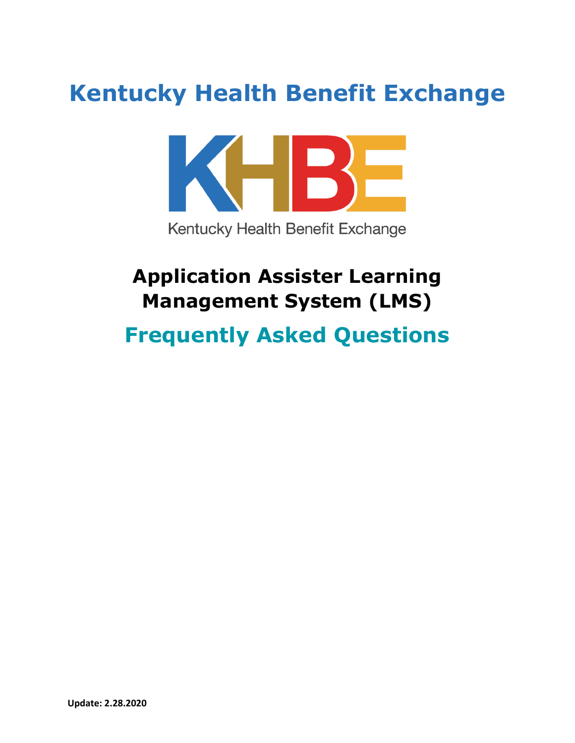# Kentucky Health Benefit Exchange

KHBE

Kentucky Health Benefit Exchange

## Application Assister Learning Management System (LMS)

## Frequently Asked Questions

**Update: 2.28.2020**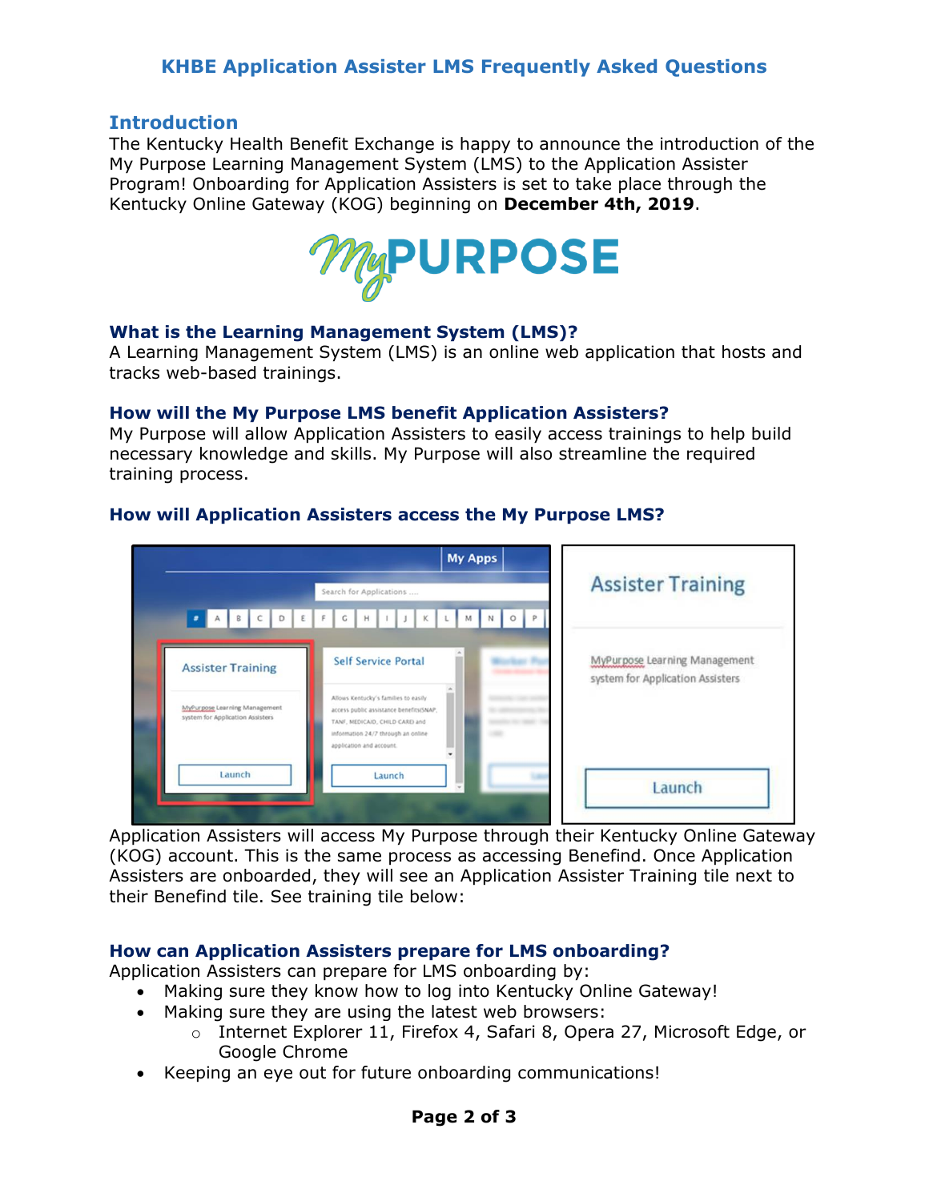# KHBE Application Assister LMS Frequently Asked Questions

## Introduction

The Kentucky Health Benefit Exchange is happy to announce the introduction of the My Purpose Learning Management System (LMS) to the Application Assister Program! Onboarding for Application Assisters is set to take place through the Kentucky Online Gateway (KOG) beginning on **December 4th, 2019**.

### What is the Learning Management System (LMS)?

A Learning Management System (LMS) is an online web application that hosts and tracks web-based trainings.

### How will the My Purpose LMS benefit Application Assisters?

My Purpose will allow Application Assisters to easily access trainings to help build necessary knowledge and skills. My Purpose will also streamline the required training process.

### How will Application Assisters access the My Purpose LMS?

Application Assisters will access My Purpose through their Kentucky Online Gateway (KOG) account. This is the same process as accessing Benefind. Once Application Assisters are onboarded, they will see an Application Assister Training tile next to their Benefind tile. See training tile below:

### How can Application Assisters prepare for LMS onboarding?

Application Assisters can prepare for LMS onboarding by:

- Making sure they know how to log into Kentucky Online Gateway!
- Making sure they are using the latest web browsers:
  - Internet Explorer 11, Firefox 4, Safari 8, Opera 27, Microsoft Edge, or Google Chrome
- Keeping an eye out for future onboarding communications!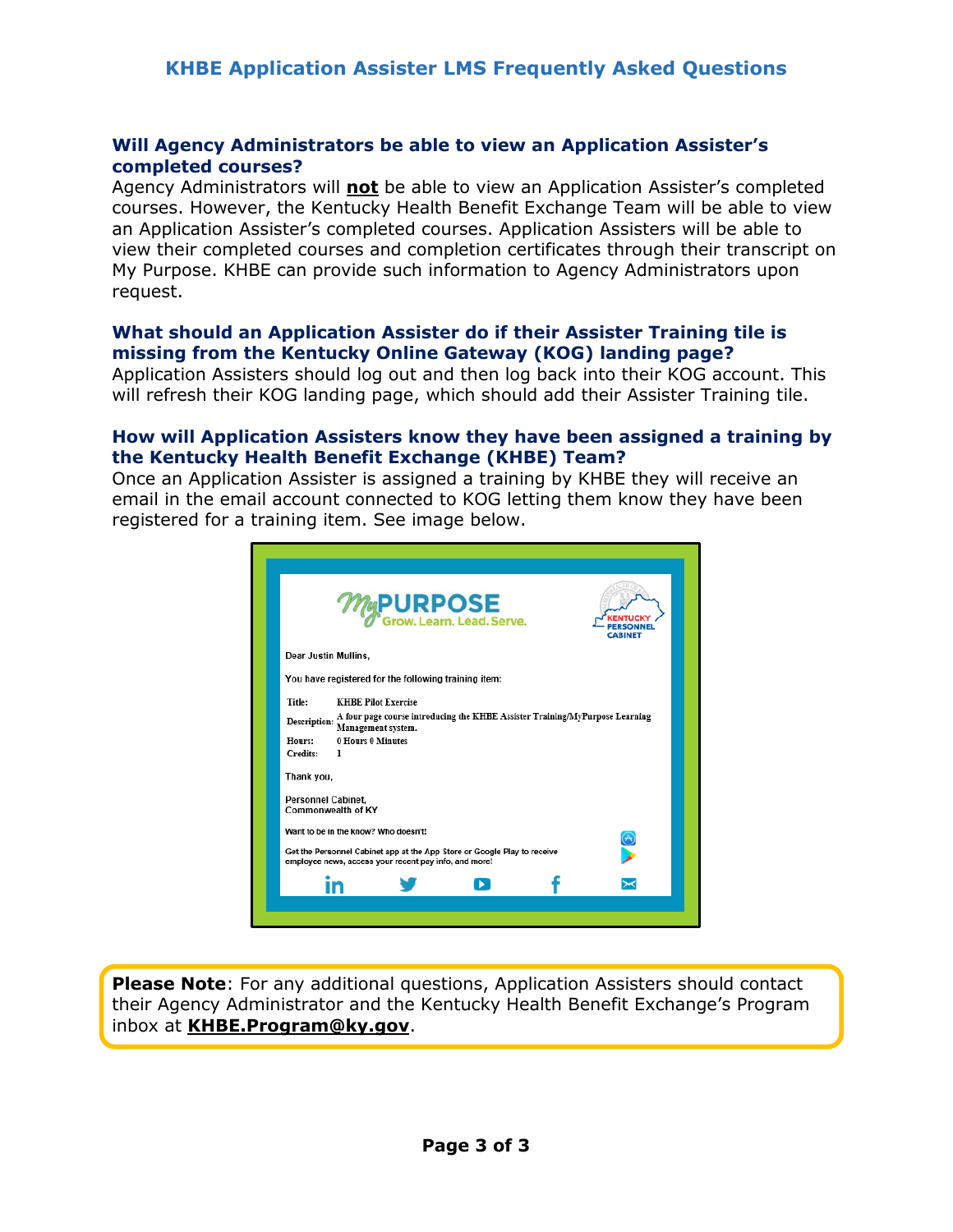### Will Agency Administrators be able to view an Application Assister's completed courses?

Agency Administrators will **not** be able to view an Application Assister's completed courses. However, the Kentucky Health Benefit Exchange Team will be able to view an Application Assister's completed courses. Application Assisters will be able to view their completed courses and completion certificates through their transcript on My Purpose. KHBE can provide such information to Agency Administrators upon request.

### What should an Application Assister do if their Assister Training tile is missing from the Kentucky Online Gateway (KOG) landing page?

Application Assisters should log out and then log back into their KOG account. This will refresh their KOG landing page, which should add their Assister Training tile.

### How will Application Assisters know they have been assigned a training by the Kentucky Health Benefit Exchange (KHBE) Team?

Once an Application Assister is assigned a training by KHBE they will receive an email in the email account connected to KOG letting them know they have been registered for a training item. See image below.

MyPURPOSE Grow. Learn. Lead. Serve.

KENTUCKY PERSONNEL CABINET

Dear Justin Mullins,

You have registered for the following training item:

| | |
|---|---|
| Title: | KHBE Pilot Exercise |
| Description: | A four page course introducing the KHBE Assister Training/MyPurpose Learning Management system. |
| Hours: | 0 Hours 0 Minutes |
| Credits: | 1 |

Thank you,

Personnel Cabinet,
Commonwealth of KY

Want to be in the know? Who doesn't!

Get the Personnel Cabinet app at the App Store or Google Play to receive employee news, access your recent pay info, and more!

**Please Note**: For any additional questions, Application Assisters should contact their Agency Administrator and the Kentucky Health Benefit Exchange's Program inbox at **KHBE.Program@ky.gov**.